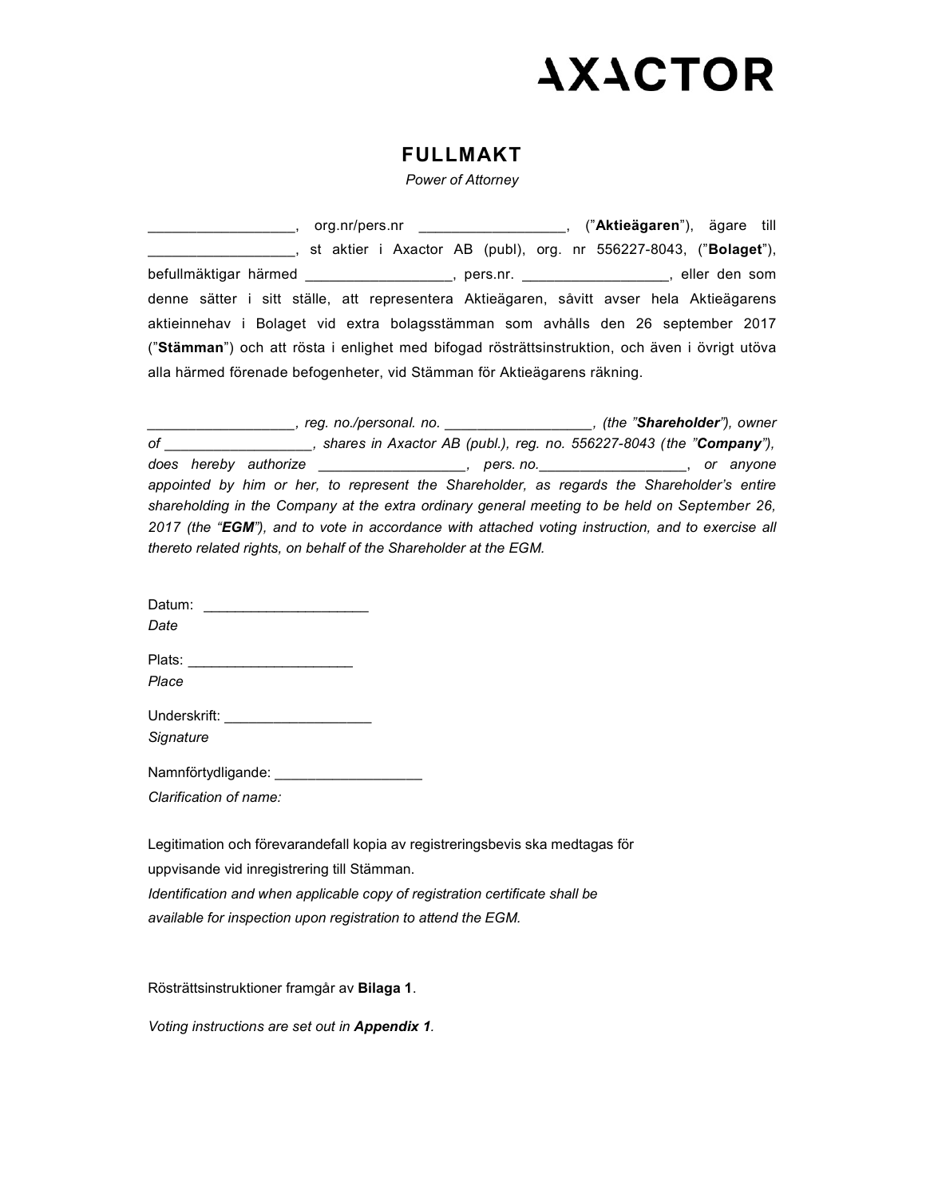AXACTOR

# FULLMAKT

*Power of Attorney*

__________________, org.nr/pers.nr __________________, ("**Aktieägaren**"), ägare till __________________, st aktier i Axactor AB (publ), org. nr 556227-8043, ("**Bolaget**"), befullmäktigar härmed __________________, pers.nr. __________________, eller den som denne sätter i sitt ställe, att representera Aktieägaren, såvitt avser hela Aktieägarens aktieinnehav i Bolaget vid extra bolagsstämman som avhålls den 26 september 2017 ("**Stämman**") och att rösta i enlighet med bifogad rösträttsinstruktion, och även i övrigt utöva alla härmed förenade befogenheter, vid Stämman för Aktieägarens räkning.

*__________________, reg. no./personal. no. __________________, (the "**Shareholder**"), owner of __________________, shares in Axactor AB (publ.), reg. no. 556227-8043 (the "**Company**"), does hereby authorize __________________, pers. no.__________________, or anyone appointed by him or her, to represent the Shareholder, as regards the Shareholder's entire shareholding in the Company at the extra ordinary general meeting to be held on September 26, 2017 (the "**EGM**"), and to vote in accordance with attached voting instruction, and to exercise all thereto related rights, on behalf of the Shareholder at the EGM.*

Datum: ____________________
*Date*

Plats: ____________________
*Place*

Underskrift: __________________
*Signature*

Namnförtydligande: __________________
*Clarification of name:*

Legitimation och förevarandefall kopia av registreringsbevis ska medtagas för uppvisande vid inregistrering till Stämman.
*Identification and when applicable copy of registration certificate shall be available for inspection upon registration to attend the EGM.*

Rösträttsinstruktioner framgår av **Bilaga 1**.

*Voting instructions are set out in **Appendix 1**.*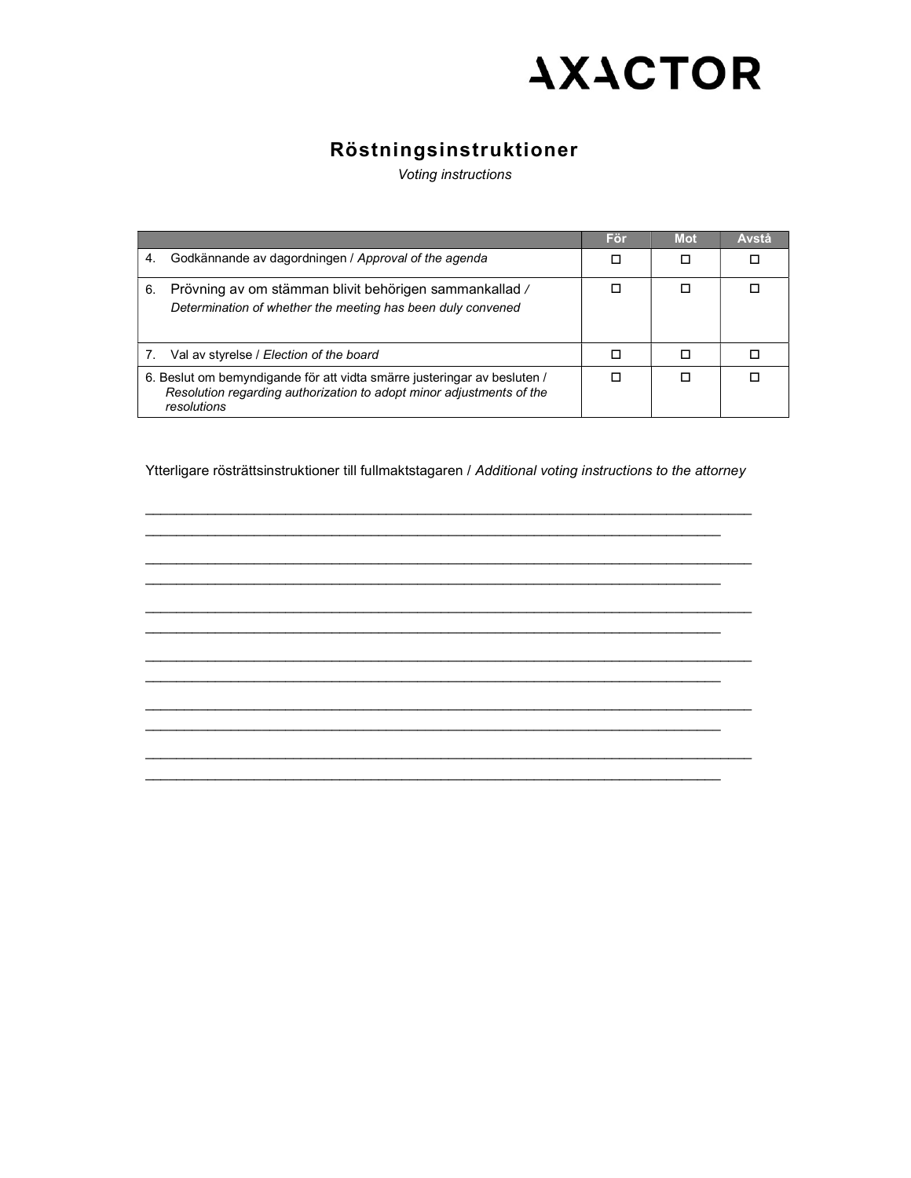AXACTOR

## Röstningsinstruktioner

*Voting instructions*

| | För | Mot | Avstå |
|---|---|---|---|
| 4. Godkännande av dagordningen / *Approval of the agenda* | ☐ | ☐ | ☐ |
| 6. Prövning av om stämman blivit behörigen sammankallad / *Determination of whether the meeting has been duly convened* | ☐ | ☐ | ☐ |
| 7. Val av styrelse / *Election of the board* | ☐ | ☐ | ☐ |
| 6. Beslut om bemyndigande för att vidta smärre justeringar av besluten / *Resolution regarding authorization to adopt minor adjustments of the resolutions* | ☐ | ☐ | ☐ |

Ytterligare rösträttsinstruktioner till fullmaktstagaren / *Additional voting instructions to the attorney*

_______________________________________________________________________________
___________________________________________________________________________

_______________________________________________________________________________
___________________________________________________________________________

_______________________________________________________________________________
___________________________________________________________________________

_______________________________________________________________________________
___________________________________________________________________________

_______________________________________________________________________________
___________________________________________________________________________

_______________________________________________________________________________
___________________________________________________________________________